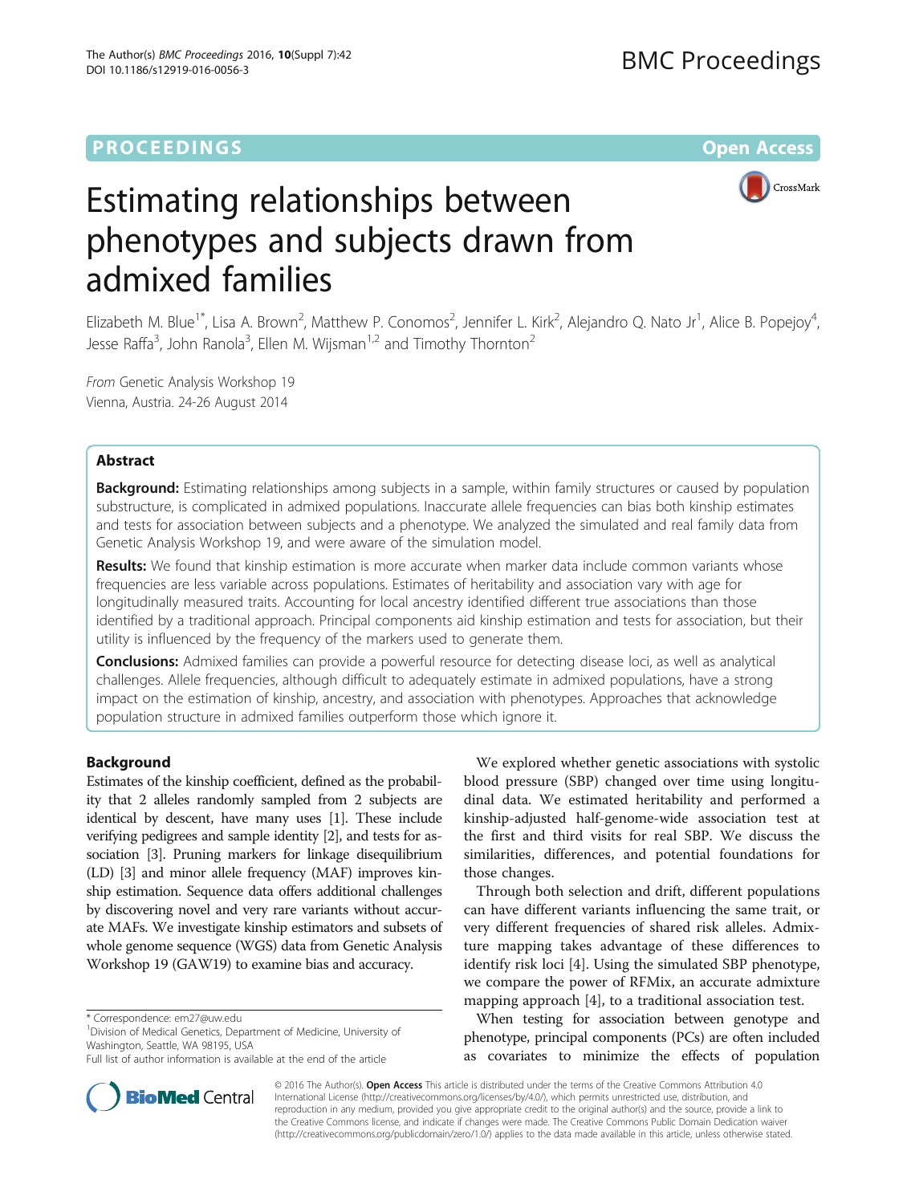**PROCEEDINGS** **Open Access**

# Estimating relationships between phenotypes and subjects drawn from admixed families

Elizabeth M. Blue[1*], Lisa A. Brown[2], Matthew P. Conomos[2], Jennifer L. Kirk[2], Alejandro Q. Nato Jr[1], Alice B. Popejoy[4], Jesse Raffa[3], John Ranola[3], Ellen M. Wijsman[1,2] and Timothy Thornton[2]

*From* Genetic Analysis Workshop 19
Vienna, Austria. 24-26 August 2014

## Abstract

**Background:** Estimating relationships among subjects in a sample, within family structures or caused by population substructure, is complicated in admixed populations. Inaccurate allele frequencies can bias both kinship estimates and tests for association between subjects and a phenotype. We analyzed the simulated and real family data from Genetic Analysis Workshop 19, and were aware of the simulation model.

**Results:** We found that kinship estimation is more accurate when marker data include common variants whose frequencies are less variable across populations. Estimates of heritability and association vary with age for longitudinally measured traits. Accounting for local ancestry identified different true associations than those identified by a traditional approach. Principal components aid kinship estimation and tests for association, but their utility is influenced by the frequency of the markers used to generate them.

**Conclusions:** Admixed families can provide a powerful resource for detecting disease loci, as well as analytical challenges. Allele frequencies, although difficult to adequately estimate in admixed populations, have a strong impact on the estimation of kinship, ancestry, and association with phenotypes. Approaches that acknowledge population structure in admixed families outperform those which ignore it.

## Background

Estimates of the kinship coefficient, defined as the probability that 2 alleles randomly sampled from 2 subjects are identical by descent, have many uses [1]. These include verifying pedigrees and sample identity [2], and tests for association [3]. Pruning markers for linkage disequilibrium (LD) [3] and minor allele frequency (MAF) improves kinship estimation. Sequence data offers additional challenges by discovering novel and very rare variants without accurate MAFs. We investigate kinship estimators and subsets of whole genome sequence (WGS) data from Genetic Analysis Workshop 19 (GAW19) to examine bias and accuracy.

We explored whether genetic associations with systolic blood pressure (SBP) changed over time using longitudinal data. We estimated heritability and performed a kinship-adjusted half-genome-wide association test at the first and third visits for real SBP. We discuss the similarities, differences, and potential foundations for those changes.

Through both selection and drift, different populations can have different variants influencing the same trait, or very different frequencies of shared risk alleles. Admixture mapping takes advantage of these differences to identify risk loci [4]. Using the simulated SBP phenotype, we compare the power of RFMix, an accurate admixture mapping approach [4], to a traditional association test.

When testing for association between genotype and phenotype, principal components (PCs) are often included as covariates to minimize the effects of population

\* Correspondence: em27@uw.edu
[1]Division of Medical Genetics, Department of Medicine, University of Washington, Seattle, WA 98195, USA
Full list of author information is available at the end of the article

© 2016 The Author(s). **Open Access** This article is distributed under the terms of the Creative Commons Attribution 4.0 International License (http://creativecommons.org/licenses/by/4.0/), which permits unrestricted use, distribution, and reproduction in any medium, provided you give appropriate credit to the original author(s) and the source, provide a link to the Creative Commons license, and indicate if changes were made. The Creative Commons Public Domain Dedication waiver (http://creativecommons.org/publicdomain/zero/1.0/) applies to the data made available in this article, unless otherwise stated.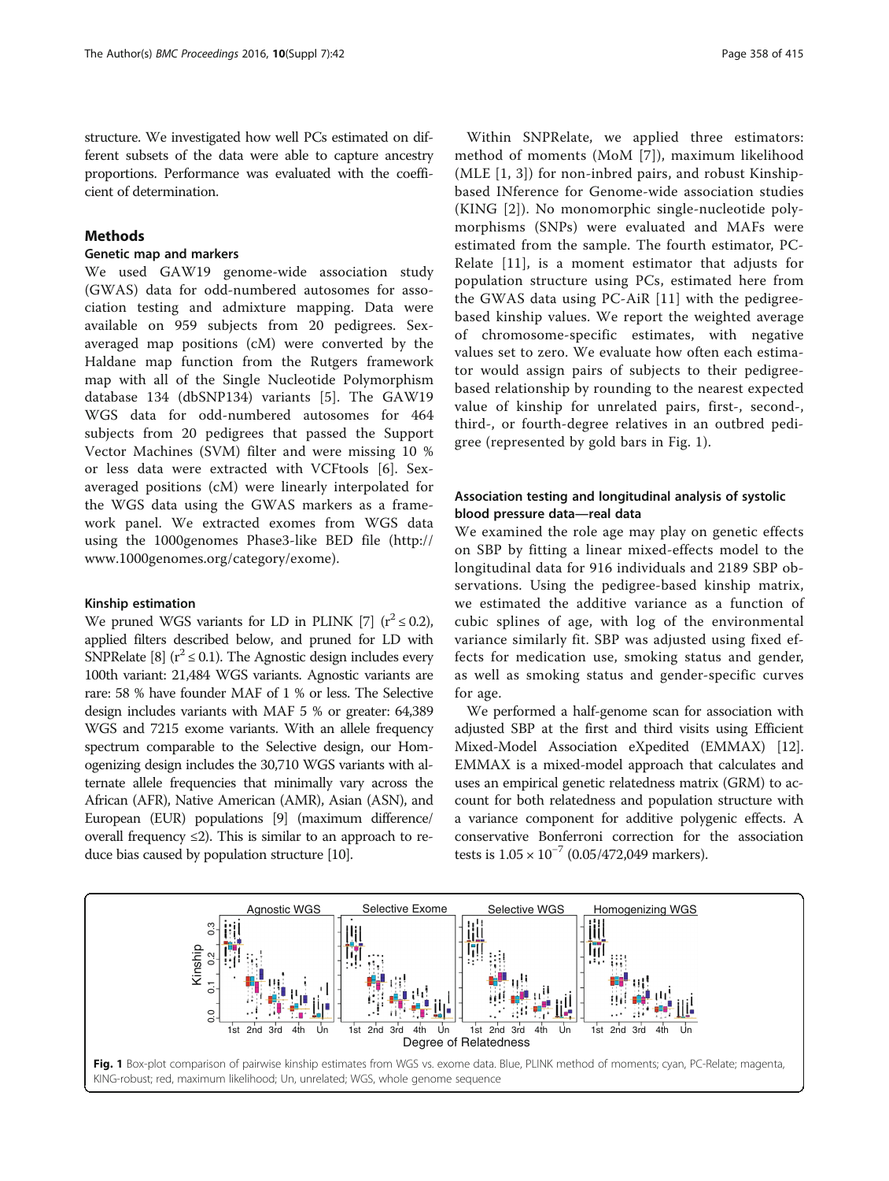structure. We investigated how well PCs estimated on different subsets of the data were able to capture ancestry proportions. Performance was evaluated with the coefficient of determination.

## Methods

### Genetic map and markers

We used GAW19 genome-wide association study (GWAS) data for odd-numbered autosomes for association testing and admixture mapping. Data were available on 959 subjects from 20 pedigrees. Sex-averaged map positions (cM) were converted by the Haldane map function from the Rutgers framework map with all of the Single Nucleotide Polymorphism database 134 (dbSNP134) variants [5]. The GAW19 WGS data for odd-numbered autosomes for 464 subjects from 20 pedigrees that passed the Support Vector Machines (SVM) filter and were missing 10 % or less data were extracted with VCFtools [6]. Sex-averaged positions (cM) were linearly interpolated for the WGS data using the GWAS markers as a framework panel. We extracted exomes from WGS data using the 1000genomes Phase3-like BED file (http://www.1000genomes.org/category/exome).

### Kinship estimation

We pruned WGS variants for LD in PLINK [7] ($r^2 \leq 0.2$), applied filters described below, and pruned for LD with SNPRelate [8] ($r^2 \leq 0.1$). The Agnostic design includes every 100th variant: 21,484 WGS variants. Agnostic variants are rare: 58 % have founder MAF of 1 % or less. The Selective design includes variants with MAF 5 % or greater: 64,389 WGS and 7215 exome variants. With an allele frequency spectrum comparable to the Selective design, our Homogenizing design includes the 30,710 WGS variants with alternate allele frequencies that minimally vary across the African (AFR), Native American (AMR), Asian (ASN), and European (EUR) populations [9] (maximum difference/overall frequency ≤2). This is similar to an approach to reduce bias caused by population structure [10].

Within SNPRelate, we applied three estimators: method of moments (MoM [7]), maximum likelihood (MLE [1, 3]) for non-inbred pairs, and robust Kinship-based INference for Genome-wide association studies (KING [2]). No monomorphic single-nucleotide polymorphisms (SNPs) were evaluated and MAFs were estimated from the sample. The fourth estimator, PC-Relate [11], is a moment estimator that adjusts for population structure using PCs, estimated here from the GWAS data using PC-AiR [11] with the pedigree-based kinship values. We report the weighted average of chromosome-specific estimates, with negative values set to zero. We evaluate how often each estimator would assign pairs of subjects to their pedigree-based relationship by rounding to the nearest expected value of kinship for unrelated pairs, first-, second-, third-, or fourth-degree relatives in an outbred pedigree (represented by gold bars in Fig. 1).

### Association testing and longitudinal analysis of systolic blood pressure data—real data

We examined the role age may play on genetic effects on SBP by fitting a linear mixed-effects model to the longitudinal data for 916 individuals and 2189 SBP observations. Using the pedigree-based kinship matrix, we estimated the additive variance as a function of cubic splines of age, with log of the environmental variance similarly fit. SBP was adjusted using fixed effects for medication use, smoking status and gender, as well as smoking status and gender-specific curves for age.

We performed a half-genome scan for association with adjusted SBP at the first and third visits using Efficient Mixed-Model Association eXpedited (EMMAX) [12]. EMMAX is a mixed-model approach that calculates and uses an empirical genetic relatedness matrix (GRM) to account for both relatedness and population structure with a variance component for additive polygenic effects. A conservative Bonferroni correction for the association tests is $1.05 \times 10^{-7}$ (0.05/472,049 markers).

**Fig. 1** Box-plot comparison of pairwise kinship estimates from WGS vs. exome data. Blue, PLINK method of moments; cyan, PC-Relate; magenta, KING-robust; red, maximum likelihood; Un, unrelated; WGS, whole genome sequence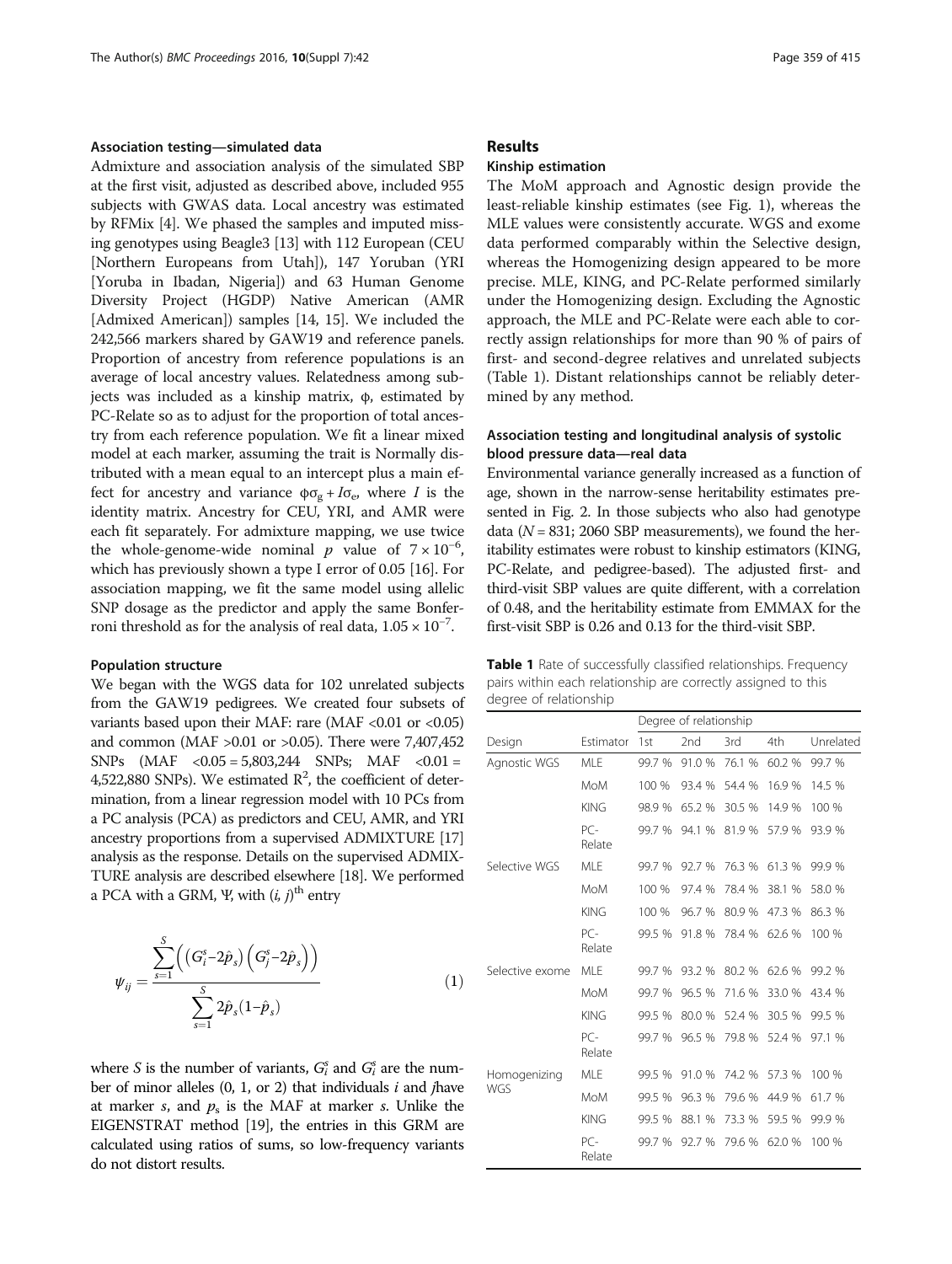### Association testing—simulated data

Admixture and association analysis of the simulated SBP at the first visit, adjusted as described above, included 955 subjects with GWAS data. Local ancestry was estimated by RFMix [4]. We phased the samples and imputed missing genotypes using Beagle3 [13] with 112 European (CEU [Northern Europeans from Utah]), 147 Yoruban (YRI [Yoruba in Ibadan, Nigeria]) and 63 Human Genome Diversity Project (HGDP) Native American (AMR [Admixed American]) samples [14, 15]. We included the 242,566 markers shared by GAW19 and reference panels. Proportion of ancestry from reference populations is an average of local ancestry values. Relatedness among subjects was included as a kinship matrix, ϕ, estimated by PC-Relate so as to adjust for the proportion of total ancestry from each reference population. We fit a linear mixed model at each marker, assuming the trait is Normally distributed with a mean equal to an intercept plus a main effect for ancestry and variance $\phi\sigma_g + I\sigma_e$, where $I$ is the identity matrix. Ancestry for CEU, YRI, and AMR were each fit separately. For admixture mapping, we use twice the whole-genome-wide nominal $p$ value of $7 \times 10^{-6}$, which has previously shown a type I error of 0.05 [16]. For association mapping, we fit the same model using allelic SNP dosage as the predictor and apply the same Bonferroni threshold as for the analysis of real data, $1.05 \times 10^{-7}$.

### Population structure

We began with the WGS data for 102 unrelated subjects from the GAW19 pedigrees. We created four subsets of variants based upon their MAF: rare (MAF <0.01 or <0.05) and common (MAF >0.01 or >0.05). There were 7,407,452 SNPs (MAF <0.05 = 5,803,244 SNPs; MAF <0.01 = 4,522,880 SNPs). We estimated $R^2$, the coefficient of determination, from a linear regression model with 10 PCs from a PC analysis (PCA) as predictors and CEU, AMR, and YRI ancestry proportions from a supervised ADMIXTURE [17] analysis as the response. Details on the supervised ADMIXTURE analysis are described elsewhere [18]. We performed a PCA with a GRM, Ψ, with $(i, j)^{\text{th}}$ entry

$$\psi_{ij} = \frac{\sum_{s=1}^{S}\left(\left(G_i^s - 2\hat{p}_s\right)\left(G_j^s - 2\hat{p}_s\right)\right)}{\sum_{s=1}^{S} 2\hat{p}_s(1-\hat{p}_s)} \tag{1}$$

where $S$ is the number of variants, $G_i^s$ and $G_i^s$ are the number of minor alleles (0, 1, or 2) that individuals $i$ and $j$have at marker $s$, and $p_s$ is the MAF at marker $s$. Unlike the EIGENSTRAT method [19], the entries in this GRM are calculated using ratios of sums, so low-frequency variants do not distort results.

## Results

### Kinship estimation

The MoM approach and Agnostic design provide the least-reliable kinship estimates (see Fig. 1), whereas the MLE values were consistently accurate. WGS and exome data performed comparably within the Selective design, whereas the Homogenizing design appeared to be more precise. MLE, KING, and PC-Relate performed similarly under the Homogenizing design. Excluding the Agnostic approach, the MLE and PC-Relate were each able to correctly assign relationships for more than 90 % of pairs of first- and second-degree relatives and unrelated subjects (Table 1). Distant relationships cannot be reliably determined by any method.

### Association testing and longitudinal analysis of systolic blood pressure data—real data

Environmental variance generally increased as a function of age, shown in the narrow-sense heritability estimates presented in Fig. 2. In those subjects who also had genotype data ($N = 831$; 2060 SBP measurements), we found the heritability estimates were robust to kinship estimators (KING, PC-Relate, and pedigree-based). The adjusted first- and third-visit SBP values are quite different, with a correlation of 0.48, and the heritability estimate from EMMAX for the first-visit SBP is 0.26 and 0.13 for the third-visit SBP.

**Table 1** Rate of successfully classified relationships. Frequency pairs within each relationship are correctly assigned to this degree of relationship

| | | Degree of relationship | | | | |
|---|---|---|---|---|---|---|
| Design | Estimator | 1st | 2nd | 3rd | 4th | Unrelated |
| Agnostic WGS | MLE | 99.7 % | 91.0 % | 76.1 % | 60.2 % | 99.7 % |
| | MoM | 100 % | 93.4 % | 54.4 % | 16.9 % | 14.5 % |
| | KING | 98.9 % | 65.2 % | 30.5 % | 14.9 % | 100 % |
| | PC-Relate | 99.7 % | 94.1 % | 81.9 % | 57.9 % | 93.9 % |
| Selective WGS | MLE | 99.7 % | 92.7 % | 76.3 % | 61.3 % | 99.9 % |
| | MoM | 100 % | 97.4 % | 78.4 % | 38.1 % | 58.0 % |
| | KING | 100 % | 96.7 % | 80.9 % | 47.3 % | 86.3 % |
| | PC-Relate | 99.5 % | 91.8 % | 78.4 % | 62.6 % | 100 % |
| Selective exome | MLE | 99.7 % | 93.2 % | 80.2 % | 62.6 % | 99.2 % |
| | MoM | 99.7 % | 96.5 % | 71.6 % | 33.0 % | 43.4 % |
| | KING | 99.5 % | 80.0 % | 52.4 % | 30.5 % | 99.5 % |
| | PC-Relate | 99.7 % | 96.5 % | 79.8 % | 52.4 % | 97.1 % |
| Homogenizing WGS | MLE | 99.5 % | 91.0 % | 74.2 % | 57.3 % | 100 % |
| | MoM | 99.5 % | 96.3 % | 79.6 % | 44.9 % | 61.7 % |
| | KING | 99.5 % | 88.1 % | 73.3 % | 59.5 % | 99.9 % |
| | PC-Relate | 99.7 % | 92.7 % | 79.6 % | 62.0 % | 100 % |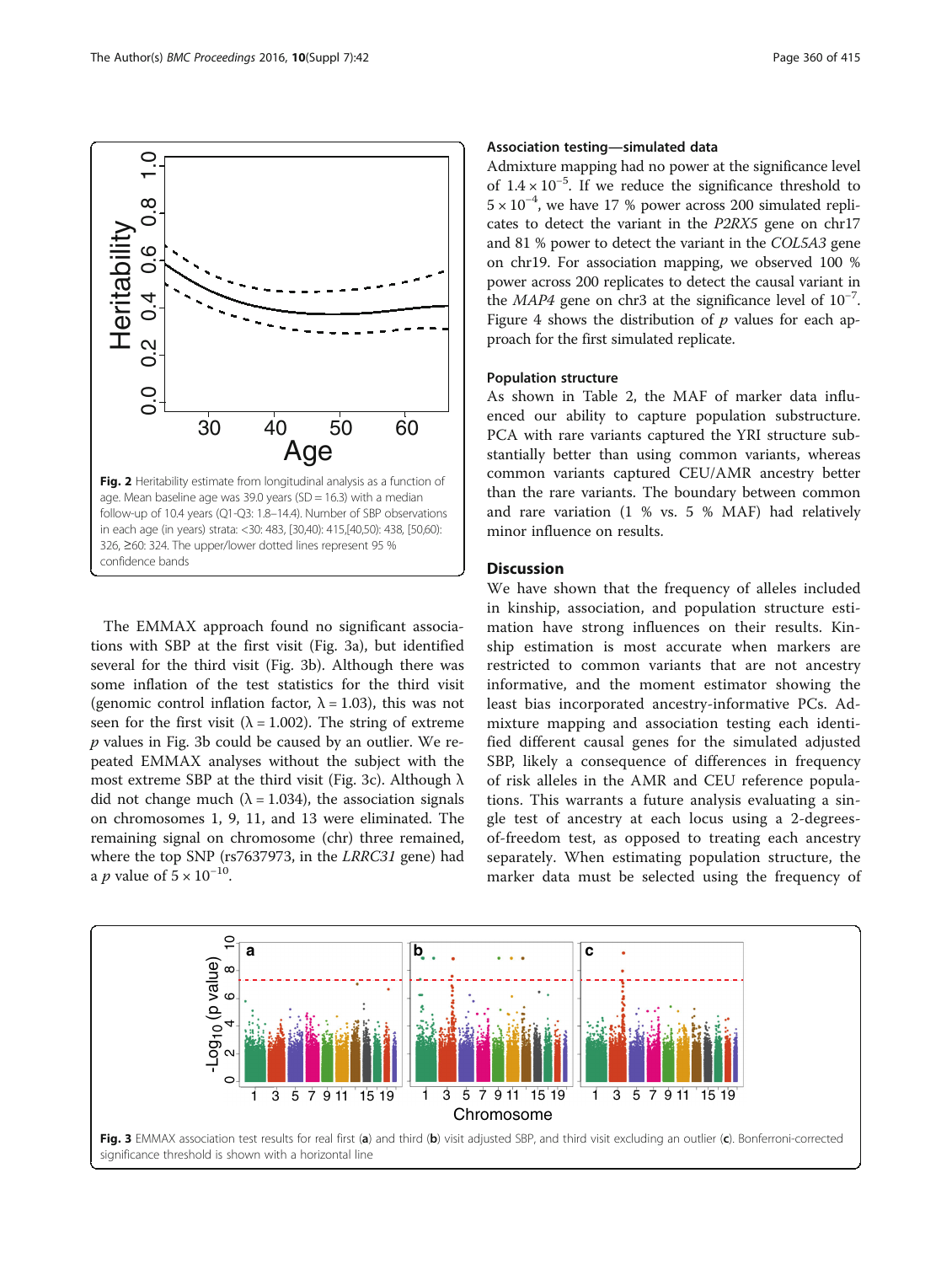Fig. 2 Heritability estimate from longitudinal analysis as a function of age. Mean baseline age was 39.0 years (SD = 16.3) with a median follow-up of 10.4 years (Q1-Q3: 1.8–14.4). Number of SBP observations in each age (in years) strata: <30: 483, [30,40): 415,[40,50): 438, [50,60): 326, ≥60: 324. The upper/lower dotted lines represent 95 % confidence bands

The EMMAX approach found no significant associations with SBP at the first visit (Fig. 3a), but identified several for the third visit (Fig. 3b). Although there was some inflation of the test statistics for the third visit (genomic control inflation factor, $\lambda = 1.03$), this was not seen for the first visit ($\lambda = 1.002$). The string of extreme *p* values in Fig. 3b could be caused by an outlier. We repeated EMMAX analyses without the subject with the most extreme SBP at the third visit (Fig. 3c). Although $\lambda$ did not change much ($\lambda = 1.034$), the association signals on chromosomes 1, 9, 11, and 13 were eliminated. The remaining signal on chromosome (chr) three remained, where the top SNP (rs7637973, in the *LRRC31* gene) had a *p* value of $5 \times 10^{-10}$.

### Association testing—simulated data

Admixture mapping had no power at the significance level of $1.4 \times 10^{-5}$. If we reduce the significance threshold to $5 \times 10^{-4}$, we have 17 % power across 200 simulated replicates to detect the variant in the *P2RX5* gene on chr17 and 81 % power to detect the variant in the *COL5A3* gene on chr19. For association mapping, we observed 100 % power across 200 replicates to detect the causal variant in the *MAP4* gene on chr3 at the significance level of $10^{-7}$. Figure 4 shows the distribution of *p* values for each approach for the first simulated replicate.

### Population structure

As shown in Table 2, the MAF of marker data influenced our ability to capture population substructure. PCA with rare variants captured the YRI structure substantially better than using common variants, whereas common variants captured CEU/AMR ancestry better than the rare variants. The boundary between common and rare variation (1 % vs. 5 % MAF) had relatively minor influence on results.

## Discussion

We have shown that the frequency of alleles included in kinship, association, and population structure estimation have strong influences on their results. Kinship estimation is most accurate when markers are restricted to common variants that are not ancestry informative, and the moment estimator showing the least bias incorporated ancestry-informative PCs. Admixture mapping and association testing each identified different causal genes for the simulated adjusted SBP, likely a consequence of differences in frequency of risk alleles in the AMR and CEU reference populations. This warrants a future analysis evaluating a single test of ancestry at each locus using a 2-degrees-of-freedom test, as opposed to treating each ancestry separately. When estimating population structure, the marker data must be selected using the frequency of

Fig. 3 EMMAX association test results for real first (**a**) and third (**b**) visit adjusted SBP, and third visit excluding an outlier (**c**). Bonferroni-corrected significance threshold is shown with a horizontal line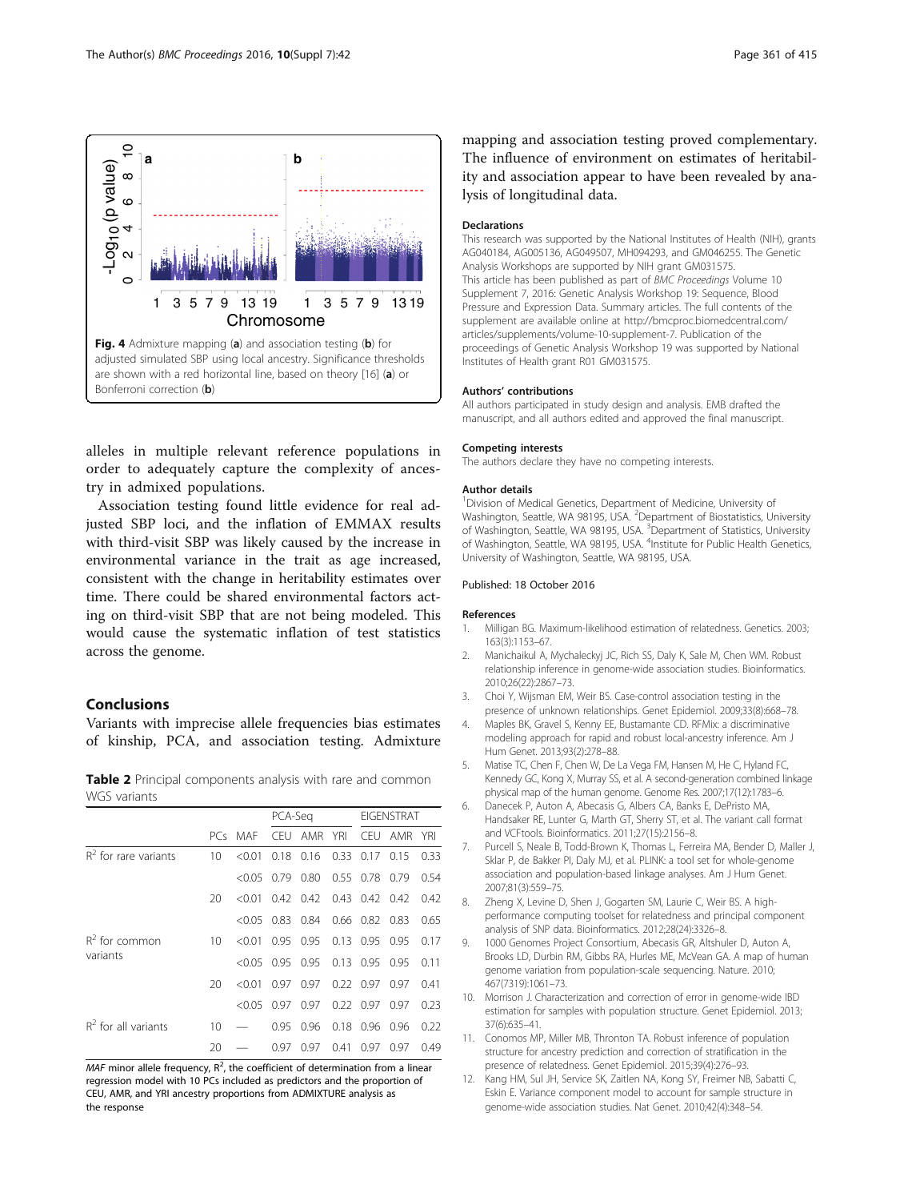Fig. 4 Admixture mapping (**a**) and association testing (**b**) for adjusted simulated SBP using local ancestry. Significance thresholds are shown with a red horizontal line, based on theory [16] (**a**) or Bonferroni correction (**b**)

alleles in multiple relevant reference populations in order to adequately capture the complexity of ancestry in admixed populations.

Association testing found little evidence for real adjusted SBP loci, and the inflation of EMMAX results with third-visit SBP was likely caused by the increase in environmental variance in the trait as age increased, consistent with the change in heritability estimates over time. There could be shared environmental factors acting on third-visit SBP that are not being modeled. This would cause the systematic inflation of test statistics across the genome.

## Conclusions

Variants with imprecise allele frequencies bias estimates of kinship, PCA, and association testing. Admixture mapping and association testing proved complementary. The influence of environment on estimates of heritability and association appear to have been revealed by analysis of longitudinal data.

**Table 2** Principal components analysis with rare and common WGS variants

| | PCs | MAF | PCA-Seq | | | EIGENSTRAT | | |
|---|---|---|---|---|---|---|---|---|
| | | | CEU | AMR | YRI | CEU | AMR | YRI |
| $R^2$ for rare variants | 10 | <0.01 | 0.18 | 0.16 | 0.33 | 0.17 | 0.15 | 0.33 |
| | | <0.05 | 0.79 | 0.80 | 0.55 | 0.78 | 0.79 | 0.54 |
| | 20 | <0.01 | 0.42 | 0.42 | 0.43 | 0.42 | 0.42 | 0.42 |
| | | <0.05 | 0.83 | 0.84 | 0.66 | 0.82 | 0.83 | 0.65 |
| $R^2$ for common variants | 10 | <0.01 | 0.95 | 0.95 | 0.13 | 0.95 | 0.95 | 0.17 |
| | | <0.05 | 0.95 | 0.95 | 0.13 | 0.95 | 0.95 | 0.11 |
| | 20 | <0.01 | 0.97 | 0.97 | 0.22 | 0.97 | 0.97 | 0.41 |
| | | <0.05 | 0.97 | 0.97 | 0.22 | 0.97 | 0.97 | 0.23 |
| $R^2$ for all variants | 10 | — | 0.95 | 0.96 | 0.18 | 0.96 | 0.96 | 0.22 |
| | 20 | — | 0.97 | 0.97 | 0.41 | 0.97 | 0.97 | 0.49 |

*MAF* minor allele frequency, $R^2$, the coefficient of determination from a linear regression model with 10 PCs included as predictors and the proportion of CEU, AMR, and YRI ancestry proportions from ADMIXTURE analysis as the response

### Declarations

This research was supported by the National Institutes of Health (NIH), grants AG040184, AG005136, AG049507, MH094293, and GM046255. The Genetic Analysis Workshops are supported by NIH grant GM031575.
This article has been published as part of *BMC Proceedings* Volume 10 Supplement 7, 2016: Genetic Analysis Workshop 19: Sequence, Blood Pressure and Expression Data. Summary articles. The full contents of the supplement are available online at http://bmcproc.biomedcentral.com/articles/supplements/volume-10-supplement-7. Publication of the proceedings of Genetic Analysis Workshop 19 was supported by National Institutes of Health grant R01 GM031575.

### Authors' contributions

All authors participated in study design and analysis. EMB drafted the manuscript, and all authors edited and approved the final manuscript.

### Competing interests

The authors declare they have no competing interests.

### Author details

[1]Division of Medical Genetics, Department of Medicine, University of Washington, Seattle, WA 98195, USA. [2]Department of Biostatistics, University of Washington, Seattle, WA 98195, USA. [3]Department of Statistics, University of Washington, Seattle, WA 98195, USA. [4]Institute for Public Health Genetics, University of Washington, Seattle, WA 98195, USA.

Published: 18 October 2016

### References

1. Milligan BG. Maximum-likelihood estimation of relatedness. Genetics. 2003; 163(3):1153–67.
2. Manichaikul A, Mychaleckyj JC, Rich SS, Daly K, Sale M, Chen WM. Robust relationship inference in genome-wide association studies. Bioinformatics. 2010;26(22):2867–73.
3. Choi Y, Wijsman EM, Weir BS. Case-control association testing in the presence of unknown relationships. Genet Epidemiol. 2009;33(8):668–78.
4. Maples BK, Gravel S, Kenny EE, Bustamante CD. RFMix: a discriminative modeling approach for rapid and robust local-ancestry inference. Am J Hum Genet. 2013;93(2):278–88.
5. Matise TC, Chen F, Chen W, De La Vega FM, Hansen M, He C, Hyland FC, Kennedy GC, Kong X, Murray SS, et al. A second-generation combined linkage physical map of the human genome. Genome Res. 2007;17(12):1783–6.
6. Danecek P, Auton A, Abecasis G, Albers CA, Banks E, DePristo MA, Handsaker RE, Lunter G, Marth GT, Sherry ST, et al. The variant call format and VCFtools. Bioinformatics. 2011;27(15):2156–8.
7. Purcell S, Neale B, Todd-Brown K, Thomas L, Ferreira MA, Bender D, Maller J, Sklar P, de Bakker PI, Daly MJ, et al. PLINK: a tool set for whole-genome association and population-based linkage analyses. Am J Hum Genet. 2007;81(3):559–75.
8. Zheng X, Levine D, Shen J, Gogarten SM, Laurie C, Weir BS. A high-performance computing toolset for relatedness and principal component analysis of SNP data. Bioinformatics. 2012;28(24):3326–8.
9. 1000 Genomes Project Consortium, Abecasis GR, Altshuler D, Auton A, Brooks LD, Durbin RM, Gibbs RA, Hurles ME, McVean GA. A map of human genome variation from population-scale sequencing. Nature. 2010; 467(7319):1061–73.
10. Morrison J. Characterization and correction of error in genome-wide IBD estimation for samples with population structure. Genet Epidemiol. 2013; 37(6):635–41.
11. Conomos MP, Miller MB, Thronton TA. Robust inference of population structure for ancestry prediction and correction of stratification in the presence of relatedness. Genet Epidemiol. 2015;39(4):276–93.
12. Kang HM, Sul JH, Service SK, Zaitlen NA, Kong SY, Freimer NB, Sabatti C, Eskin E. Variance component model to account for sample structure in genome-wide association studies. Nat Genet. 2010;42(4):348–54.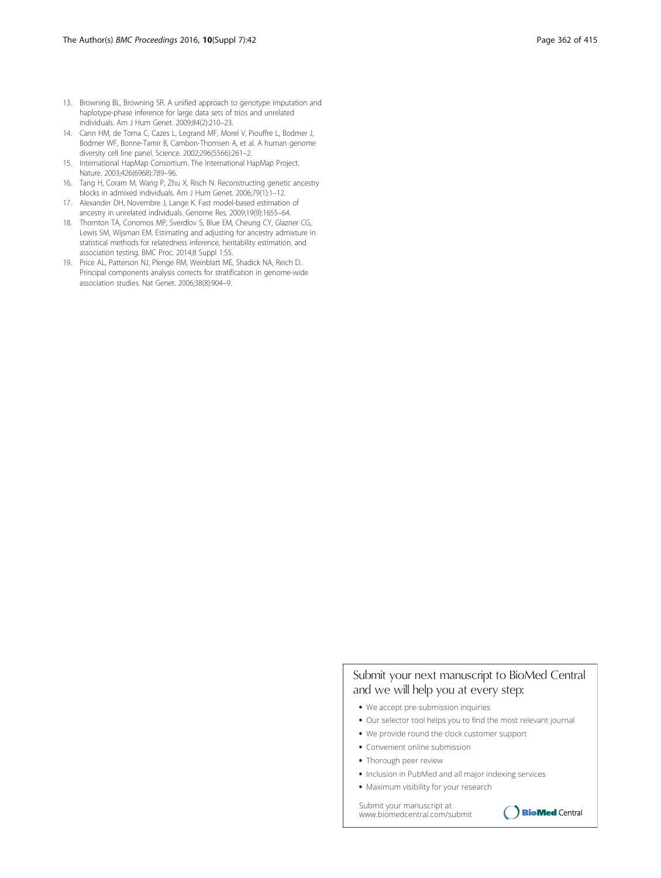13. Browning BL, Browning SR. A unified approach to genotype imputation and haplotype-phase inference for large data sets of trios and unrelated individuals. Am J Hum Genet. 2009;84(2):210–23.
14. Cann HM, de Toma C, Cazes L, Legrand MF, Morel V, Piouffre L, Bodmer J, Bodmer WF, Bonne-Tamir B, Cambon-Thomsen A, et al. A human genome diversity cell line panel. Science. 2002;296(5566):261–2.
15. International HapMap Consortium. The International HapMap Project. Nature. 2003;426(6968):789–96.
16. Tang H, Coram M, Wang P, Zhu X, Risch N. Reconstructing genetic ancestry blocks in admixed individuals. Am J Hum Genet. 2006;79(1):1–12.
17. Alexander DH, Novembre J, Lange K. Fast model-based estimation of ancestry in unrelated individuals. Genome Res. 2009;19(9):1655–64.
18. Thornton TA, Conomos MP, Sverdlov S, Blue EM, Cheung CY, Glazner CG, Lewis SM, Wijsman EM. Estimating and adjusting for ancestry admixture in statistical methods for relatedness inference, heritability estimation, and association testing. BMC Proc. 2014;8 Suppl 1:S5.
19. Price AL, Patterson NJ, Plenge RM, Weinblatt ME, Shadick NA, Reich D. Principal components analysis corrects for stratification in genome-wide association studies. Nat Genet. 2006;38(8):904–9.

Submit your next manuscript to BioMed Central and we will help you at every step:

- We accept pre-submission inquiries
- Our selector tool helps you to find the most relevant journal
- We provide round the clock customer support
- Convenient online submission
- Thorough peer review
- Inclusion in PubMed and all major indexing services
- Maximum visibility for your research

Submit your manuscript at
www.biomedcentral.com/submit

BioMed Central